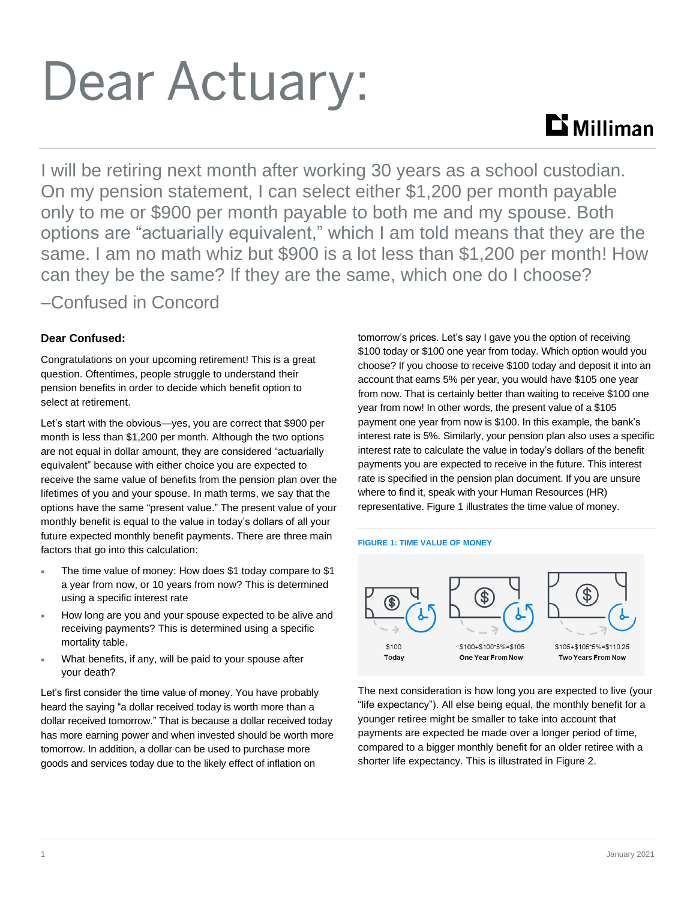# Dear Actuary:

I will be retiring next month after working 30 years as a school custodian. On my pension statement, I can select either $1,200 per month payable only to me or $900 per month payable to both me and my spouse. Both options are "actuarially equivalent," which I am told means that they are the same. I am no math whiz but $900 is a lot less than $1,200 per month! How can they be the same? If they are the same, which one do I choose?

–Confused in Concord

**Dear Confused:**

Congratulations on your upcoming retirement! This is a great question. Oftentimes, people struggle to understand their pension benefits in order to decide which benefit option to select at retirement.

Let's start with the obvious—yes, you are correct that $900 per month is less than $1,200 per month. Although the two options are not equal in dollar amount, they are considered "actuarially equivalent" because with either choice you are expected to receive the same value of benefits from the pension plan over the lifetimes of you and your spouse. In math terms, we say that the options have the same "present value." The present value of your monthly benefit is equal to the value in today's dollars of all your future expected monthly benefit payments. There are three main factors that go into this calculation:

- The time value of money: How does $1 today compare to $1 a year from now, or 10 years from now? This is determined using a specific interest rate
- How long are you and your spouse expected to be alive and receiving payments? This is determined using a specific mortality table.
- What benefits, if any, will be paid to your spouse after your death?

Let's first consider the time value of money. You have probably heard the saying "a dollar received today is worth more than a dollar received tomorrow." That is because a dollar received today has more earning power and when invested should be worth more tomorrow. In addition, a dollar can be used to purchase more goods and services today due to the likely effect of inflation on tomorrow's prices. Let's say I gave you the option of receiving $100 today or $100 one year from today. Which option would you choose? If you choose to receive $100 today and deposit it into an account that earns 5% per year, you would have $105 one year from now. That is certainly better than waiting to receive $100 one year from now! In other words, the present value of a $105 payment one year from now is $100. In this example, the bank's interest rate is 5%. Similarly, your pension plan also uses a specific interest rate to calculate the value in today's dollars of the benefit payments you are expected to receive in the future. This interest rate is specified in the pension plan document. If you are unsure where to find it, speak with your Human Resources (HR) representative. Figure 1 illustrates the time value of money.

**FIGURE 1: TIME VALUE OF MONEY**

$100
Today

$100+$100*5%=$105
One Year From Now

$105+$105*5%=$110.25
Two Years From Now

The next consideration is how long you are expected to live (your "life expectancy"). All else being equal, the monthly benefit for a younger retiree might be smaller to take into account that payments are expected be made over a longer period of time, compared to a bigger monthly benefit for an older retiree with a shorter life expectancy. This is illustrated in Figure 2.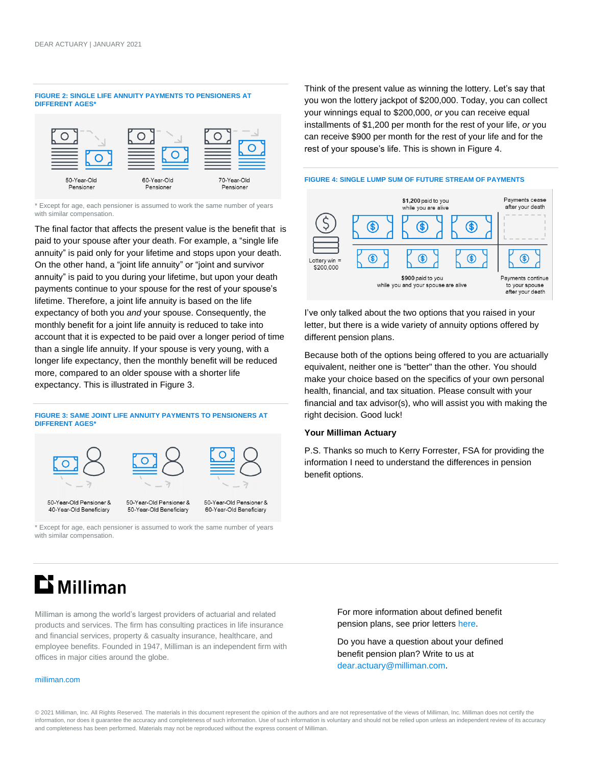**FIGURE 2: SINGLE LIFE ANNUITY PAYMENTS TO PENSIONERS AT DIFFERENT AGES***

50-Year-Old Pensioner

60-Year-Old Pensioner

70-Year-Old Pensioner

* Except for age, each pensioner is assumed to work the same number of years with similar compensation.

The final factor that affects the present value is the benefit that is paid to your spouse after your death. For example, a "single life annuity" is paid only for your lifetime and stops upon your death. On the other hand, a "joint life annuity" or "joint and survivor annuity" is paid to you during your lifetime, but upon your death payments continue to your spouse for the rest of your spouse's lifetime. Therefore, a joint life annuity is based on the life expectancy of both you *and* your spouse. Consequently, the monthly benefit for a joint life annuity is reduced to take into account that it is expected to be paid over a longer period of time than a single life annuity. If your spouse is very young, with a longer life expectancy, then the monthly benefit will be reduced more, compared to an older spouse with a shorter life expectancy. This is illustrated in Figure 3.

**FIGURE 3: SAME JOINT LIFE ANNUITY PAYMENTS TO PENSIONERS AT DIFFERENT AGES***

50-Year-Old Pensioner & 40-Year-Old Beneficiary

50-Year-Old Pensioner & 50-Year-Old Beneficiary

50-Year-Old Pensioner & 60-Year-Old Beneficiary

* Except for age, each pensioner is assumed to work the same number of years with similar compensation.

Think of the present value as winning the lottery. Let's say that you won the lottery jackpot of $200,000. Today, you can collect your winnings equal to $200,000, *or* you can receive equal installments of $1,200 per month for the rest of your life, *or* you can receive $900 per month for the rest of your life and for the rest of your spouse's life. This is shown in Figure 4.

**FIGURE 4: SINGLE LUMP SUM OF FUTURE STREAM OF PAYMENTS**

Lottery win = $200,000

**$1,200** paid to you while you are alive

Payments cease after your death

**$900** paid to you while you and your spouse are alive

Payments continue to your spouse after your death

I've only talked about the two options that you raised in your letter, but there is a wide variety of annuity options offered by different pension plans.

Because both of the options being offered to you are actuarially equivalent, neither one is "better" than the other. You should make your choice based on the specifics of your own personal health, financial, and tax situation. Please consult with your financial and tax advisor(s), who will assist you with making the right decision. Good luck!

**Your Milliman Actuary**

P.S. Thanks so much to Kerry Forrester, FSA for providing the information I need to understand the differences in pension benefit options.

**Milliman**

Milliman is among the world's largest providers of actuarial and related products and services. The firm has consulting practices in life insurance and financial services, property & casualty insurance, healthcare, and employee benefits. Founded in 1947, Milliman is an independent firm with offices in major cities around the globe.

milliman.com

For more information about defined benefit pension plans, see prior letters here.

Do you have a question about your defined benefit pension plan? Write to us at dear.actuary@milliman.com.

© 2021 Milliman, Inc. All Rights Reserved. The materials in this document represent the opinion of the authors and are not representative of the views of Milliman, Inc. Milliman does not certify the information, nor does it guarantee the accuracy and completeness of such information. Use of such information is voluntary and should not be relied upon unless an independent review of its accuracy and completeness has been performed. Materials may not be reproduced without the express consent of Milliman.